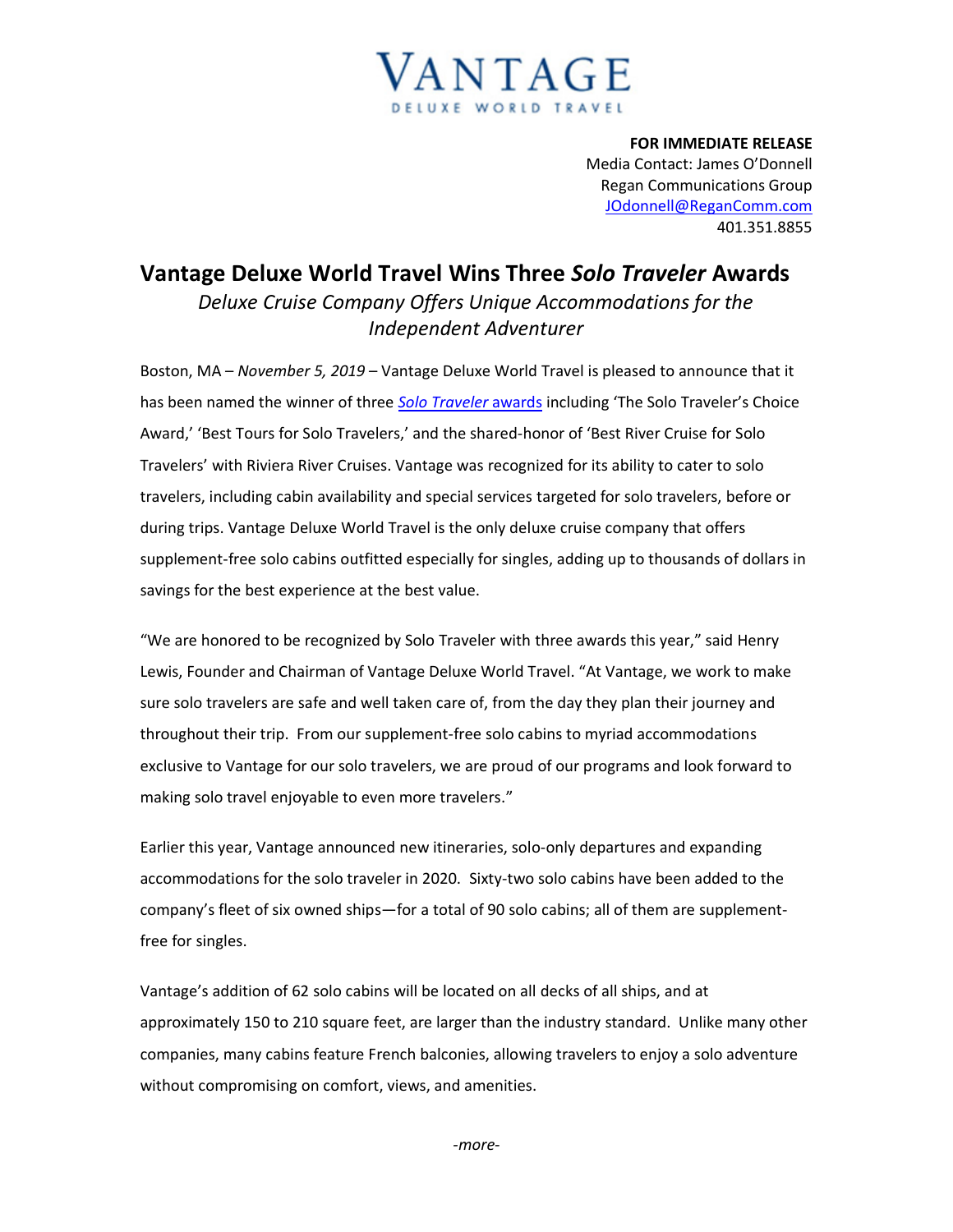VANTAGE
DELUXE WORLD TRAVEL

**FOR IMMEDIATE RELEASE**
Media Contact: James O'Donnell
Regan Communications Group
JOdonnell@ReganComm.com
401.351.8855

# Vantage Deluxe World Travel Wins Three *Solo Traveler* Awards

*Deluxe Cruise Company Offers Unique Accommodations for the Independent Adventurer*

Boston, MA – *November 5, 2019* – Vantage Deluxe World Travel is pleased to announce that it has been named the winner of three *Solo Traveler* awards including 'The Solo Traveler's Choice Award,' 'Best Tours for Solo Travelers,' and the shared-honor of 'Best River Cruise for Solo Travelers' with Riviera River Cruises. Vantage was recognized for its ability to cater to solo travelers, including cabin availability and special services targeted for solo travelers, before or during trips. Vantage Deluxe World Travel is the only deluxe cruise company that offers supplement-free solo cabins outfitted especially for singles, adding up to thousands of dollars in savings for the best experience at the best value.

"We are honored to be recognized by Solo Traveler with three awards this year," said Henry Lewis, Founder and Chairman of Vantage Deluxe World Travel. "At Vantage, we work to make sure solo travelers are safe and well taken care of, from the day they plan their journey and throughout their trip. From our supplement-free solo cabins to myriad accommodations exclusive to Vantage for our solo travelers, we are proud of our programs and look forward to making solo travel enjoyable to even more travelers."

Earlier this year, Vantage announced new itineraries, solo-only departures and expanding accommodations for the solo traveler in 2020. Sixty-two solo cabins have been added to the company's fleet of six owned ships—for a total of 90 solo cabins; all of them are supplement-free for singles.

Vantage's addition of 62 solo cabins will be located on all decks of all ships, and at approximately 150 to 210 square feet, are larger than the industry standard. Unlike many other companies, many cabins feature French balconies, allowing travelers to enjoy a solo adventure without compromising on comfort, views, and amenities.

*-more-*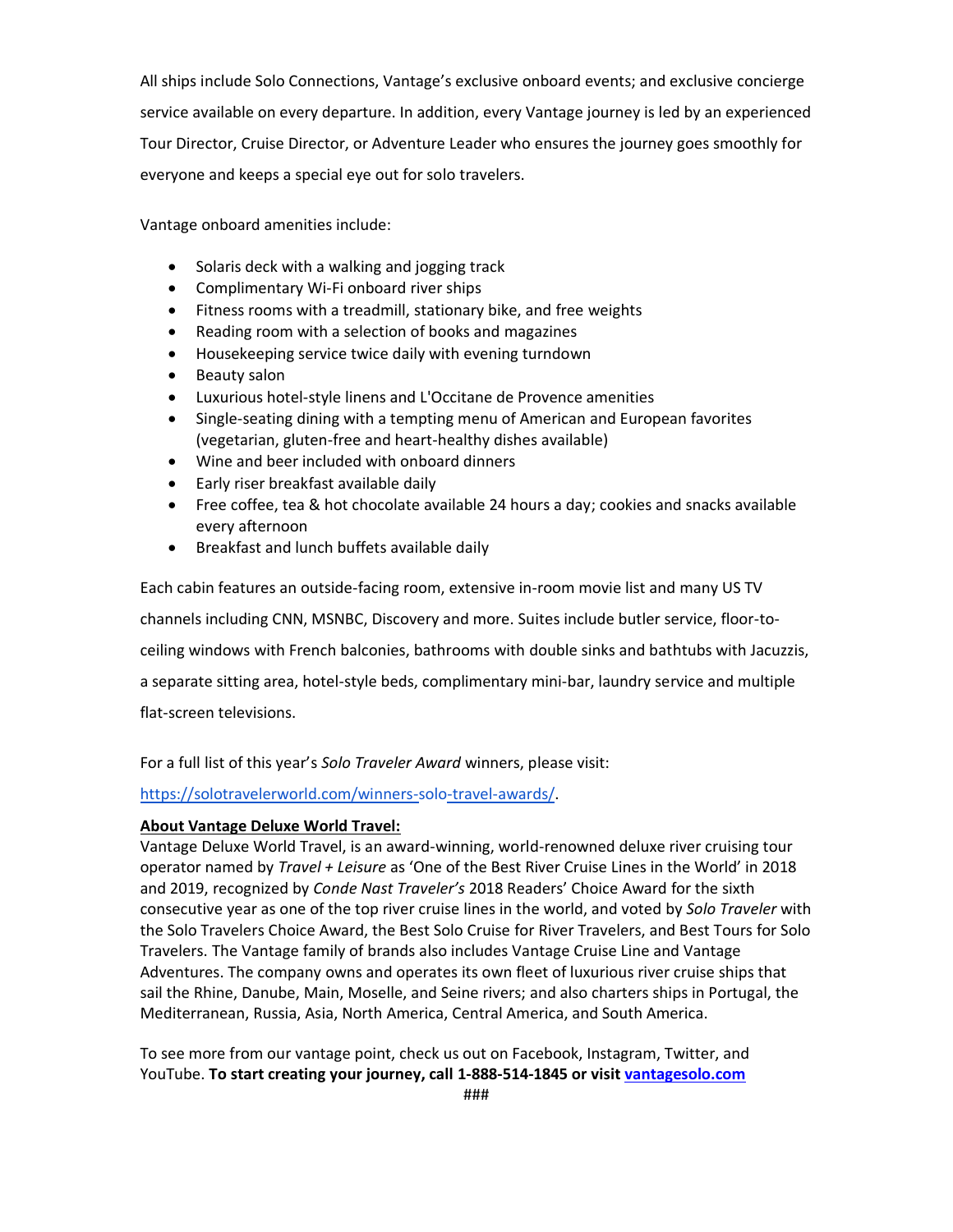All ships include Solo Connections, Vantage's exclusive onboard events; and exclusive concierge service available on every departure. In addition, every Vantage journey is led by an experienced Tour Director, Cruise Director, or Adventure Leader who ensures the journey goes smoothly for everyone and keeps a special eye out for solo travelers.

Vantage onboard amenities include:

- Solaris deck with a walking and jogging track
- Complimentary Wi-Fi onboard river ships
- Fitness rooms with a treadmill, stationary bike, and free weights
- Reading room with a selection of books and magazines
- Housekeeping service twice daily with evening turndown
- Beauty salon
- Luxurious hotel-style linens and L'Occitane de Provence amenities
- Single-seating dining with a tempting menu of American and European favorites (vegetarian, gluten-free and heart-healthy dishes available)
- Wine and beer included with onboard dinners
- Early riser breakfast available daily
- Free coffee, tea & hot chocolate available 24 hours a day; cookies and snacks available every afternoon
- Breakfast and lunch buffets available daily

Each cabin features an outside-facing room, extensive in-room movie list and many US TV channels including CNN, MSNBC, Discovery and more. Suites include butler service, floor-to-ceiling windows with French balconies, bathrooms with double sinks and bathtubs with Jacuzzis, a separate sitting area, hotel-style beds, complimentary mini-bar, laundry service and multiple flat-screen televisions.

For a full list of this year's *Solo Traveler Award* winners, please visit:

https://solotravelerworld.com/winners-solo-travel-awards/.

**About Vantage Deluxe World Travel:**

Vantage Deluxe World Travel, is an award-winning, world-renowned deluxe river cruising tour operator named by *Travel + Leisure* as 'One of the Best River Cruise Lines in the World' in 2018 and 2019, recognized by *Conde Nast Traveler's* 2018 Readers' Choice Award for the sixth consecutive year as one of the top river cruise lines in the world, and voted by *Solo Traveler* with the Solo Travelers Choice Award, the Best Solo Cruise for River Travelers, and Best Tours for Solo Travelers. The Vantage family of brands also includes Vantage Cruise Line and Vantage Adventures. The company owns and operates its own fleet of luxurious river cruise ships that sail the Rhine, Danube, Main, Moselle, and Seine rivers; and also charters ships in Portugal, the Mediterranean, Russia, Asia, North America, Central America, and South America.

To see more from our vantage point, check us out on Facebook, Instagram, Twitter, and YouTube. **To start creating your journey, call 1-888-514-1845 or visit vantagesolo.com**

###